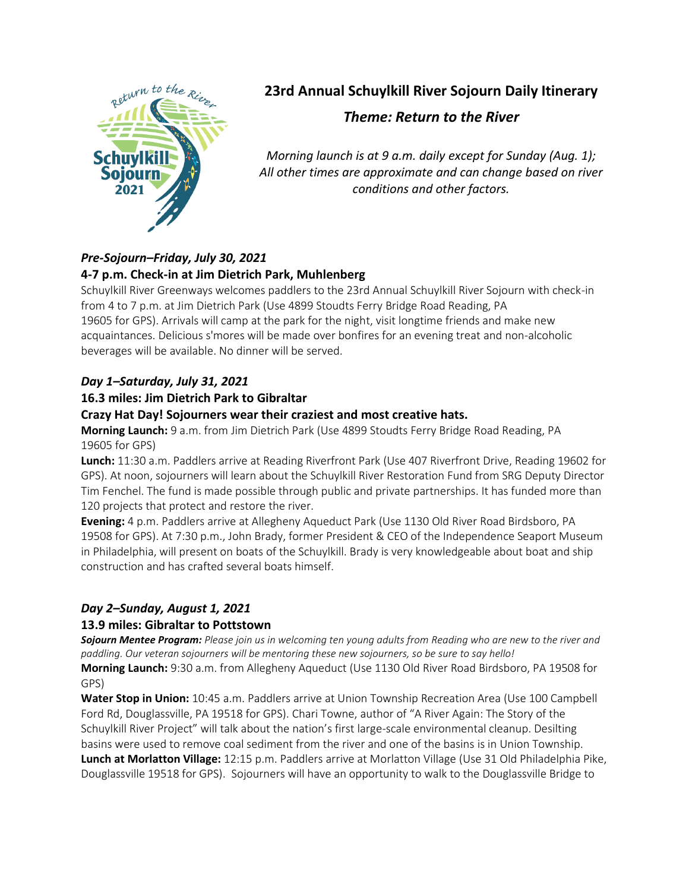# 23rd Annual Schuylkill River Sojourn Daily Itinerary

## *Theme: Return to the River*

*Morning launch is at 9 a.m. daily except for Sunday (Aug. 1); All other times are approximate and can change based on river conditions and other factors.*

### *Pre-Sojourn–Friday, July 30, 2021*

**4-7 p.m. Check-in at Jim Dietrich Park, Muhlenberg**

Schuylkill River Greenways welcomes paddlers to the 23rd Annual Schuylkill River Sojourn with check-in from 4 to 7 p.m. at Jim Dietrich Park (Use 4899 Stoudts Ferry Bridge Road Reading, PA 19605 for GPS). Arrivals will camp at the park for the night, visit longtime friends and make new acquaintances. Delicious s'mores will be made over bonfires for an evening treat and non-alcoholic beverages will be available. No dinner will be served.

### *Day 1–Saturday, July 31, 2021*

**16.3 miles: Jim Dietrich Park to Gibraltar**

**Crazy Hat Day! Sojourners wear their craziest and most creative hats.**

**Morning Launch:** 9 a.m. from Jim Dietrich Park (Use 4899 Stoudts Ferry Bridge Road Reading, PA 19605 for GPS)

**Lunch:** 11:30 a.m. Paddlers arrive at Reading Riverfront Park (Use 407 Riverfront Drive, Reading 19602 for GPS). At noon, sojourners will learn about the Schuylkill River Restoration Fund from SRG Deputy Director Tim Fenchel. The fund is made possible through public and private partnerships. It has funded more than 120 projects that protect and restore the river.

**Evening:** 4 p.m. Paddlers arrive at Allegheny Aqueduct Park (Use 1130 Old River Road Birdsboro, PA 19508 for GPS). At 7:30 p.m., John Brady, former President & CEO of the Independence Seaport Museum in Philadelphia, will present on boats of the Schuylkill. Brady is very knowledgeable about boat and ship construction and has crafted several boats himself.

### *Day 2–Sunday, August 1, 2021*

**13.9 miles: Gibraltar to Pottstown**

***Sojourn Mentee Program:*** *Please join us in welcoming ten young adults from Reading who are new to the river and paddling. Our veteran sojourners will be mentoring these new sojourners, so be sure to say hello!*

**Morning Launch:** 9:30 a.m. from Allegheny Aqueduct (Use 1130 Old River Road Birdsboro, PA 19508 for GPS)

**Water Stop in Union:** 10:45 a.m. Paddlers arrive at Union Township Recreation Area (Use 100 Campbell Ford Rd, Douglassville, PA 19518 for GPS). Chari Towne, author of "A River Again: The Story of the Schuylkill River Project" will talk about the nation's first large-scale environmental cleanup. Desilting basins were used to remove coal sediment from the river and one of the basins is in Union Township.

**Lunch at Morlatton Village:** 12:15 p.m. Paddlers arrive at Morlatton Village (Use 31 Old Philadelphia Pike, Douglassville 19518 for GPS). Sojourners will have an opportunity to walk to the Douglassville Bridge to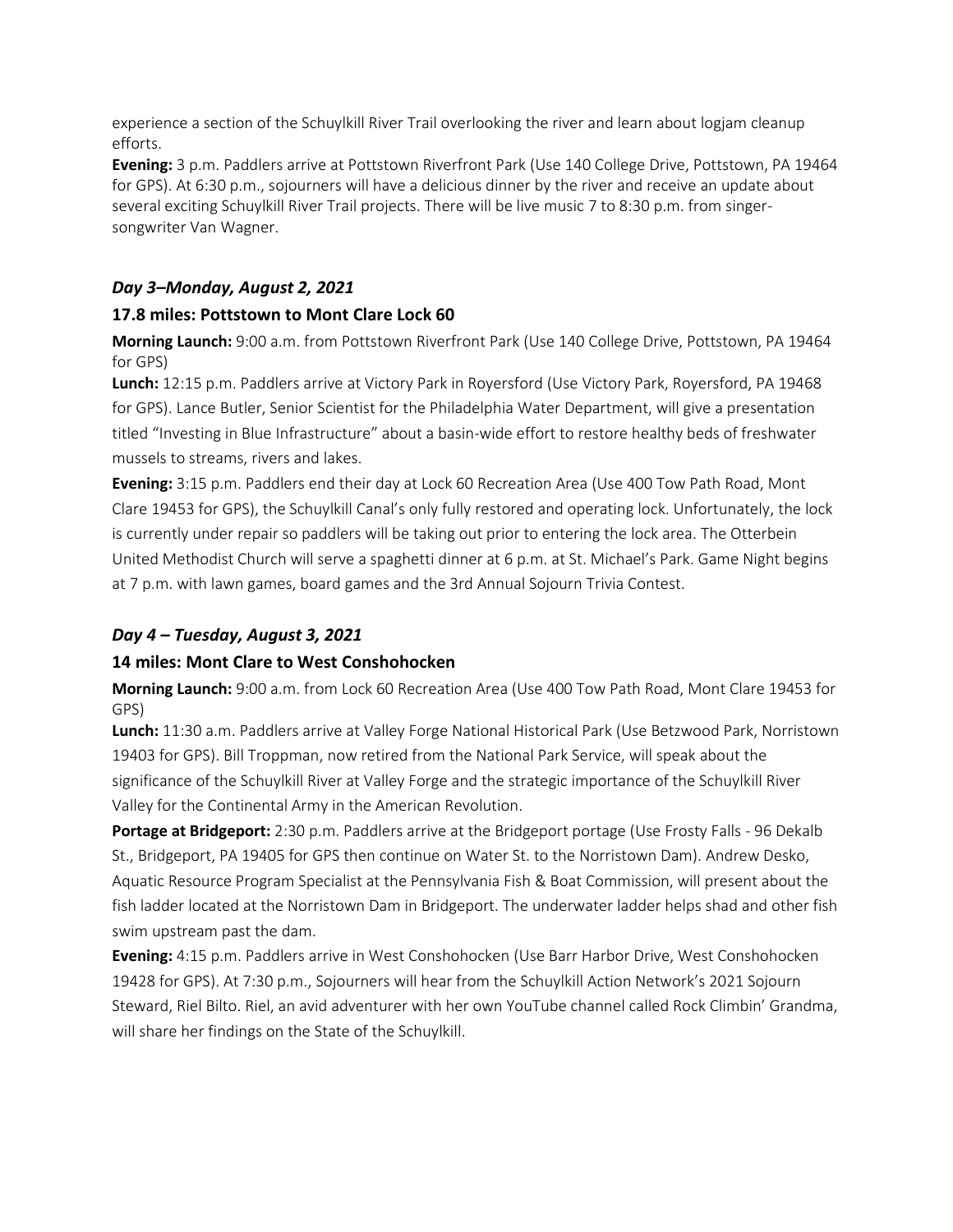experience a section of the Schuylkill River Trail overlooking the river and learn about logjam cleanup efforts.

**Evening:** 3 p.m. Paddlers arrive at Pottstown Riverfront Park (Use 140 College Drive, Pottstown, PA 19464 for GPS). At 6:30 p.m., sojourners will have a delicious dinner by the river and receive an update about several exciting Schuylkill River Trail projects. There will be live music 7 to 8:30 p.m. from singer-songwriter Van Wagner.

### *Day 3–Monday, August 2, 2021*

### 17.8 miles: Pottstown to Mont Clare Lock 60

**Morning Launch:** 9:00 a.m. from Pottstown Riverfront Park (Use 140 College Drive, Pottstown, PA 19464 for GPS)

**Lunch:** 12:15 p.m. Paddlers arrive at Victory Park in Royersford (Use Victory Park, Royersford, PA 19468 for GPS). Lance Butler, Senior Scientist for the Philadelphia Water Department, will give a presentation titled "Investing in Blue Infrastructure" about a basin-wide effort to restore healthy beds of freshwater mussels to streams, rivers and lakes.

**Evening:** 3:15 p.m. Paddlers end their day at Lock 60 Recreation Area (Use 400 Tow Path Road, Mont Clare 19453 for GPS), the Schuylkill Canal's only fully restored and operating lock. Unfortunately, the lock is currently under repair so paddlers will be taking out prior to entering the lock area. The Otterbein United Methodist Church will serve a spaghetti dinner at 6 p.m. at St. Michael's Park. Game Night begins at 7 p.m. with lawn games, board games and the 3rd Annual Sojourn Trivia Contest.

### *Day 4 – Tuesday, August 3, 2021*

### 14 miles: Mont Clare to West Conshohocken

**Morning Launch:** 9:00 a.m. from Lock 60 Recreation Area (Use 400 Tow Path Road, Mont Clare 19453 for GPS)

**Lunch:** 11:30 a.m. Paddlers arrive at Valley Forge National Historical Park (Use Betzwood Park, Norristown 19403 for GPS). Bill Troppman, now retired from the National Park Service, will speak about the significance of the Schuylkill River at Valley Forge and the strategic importance of the Schuylkill River Valley for the Continental Army in the American Revolution.

**Portage at Bridgeport:** 2:30 p.m. Paddlers arrive at the Bridgeport portage (Use Frosty Falls - 96 Dekalb St., Bridgeport, PA 19405 for GPS then continue on Water St. to the Norristown Dam). Andrew Desko, Aquatic Resource Program Specialist at the Pennsylvania Fish & Boat Commission, will present about the fish ladder located at the Norristown Dam in Bridgeport. The underwater ladder helps shad and other fish swim upstream past the dam.

**Evening:** 4:15 p.m. Paddlers arrive in West Conshohocken (Use Barr Harbor Drive, West Conshohocken 19428 for GPS). At 7:30 p.m., Sojourners will hear from the Schuylkill Action Network's 2021 Sojourn Steward, Riel Bilto. Riel, an avid adventurer with her own YouTube channel called Rock Climbin' Grandma, will share her findings on the State of the Schuylkill.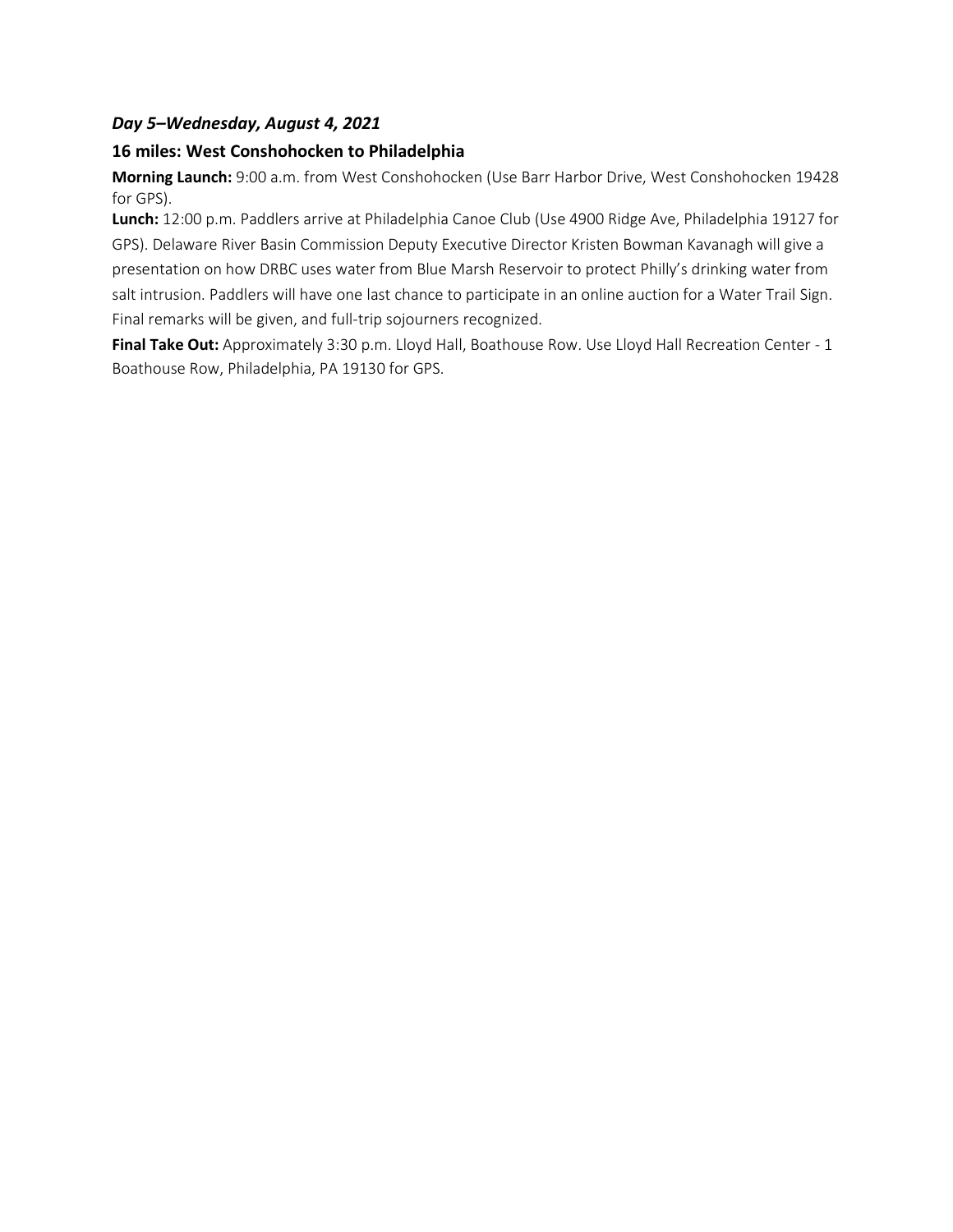### *Day 5–Wednesday, August 4, 2021*

### 16 miles: West Conshohocken to Philadelphia

**Morning Launch:** 9:00 a.m. from West Conshohocken (Use Barr Harbor Drive, West Conshohocken 19428 for GPS).

**Lunch:** 12:00 p.m. Paddlers arrive at Philadelphia Canoe Club (Use 4900 Ridge Ave, Philadelphia 19127 for GPS). Delaware River Basin Commission Deputy Executive Director Kristen Bowman Kavanagh will give a presentation on how DRBC uses water from Blue Marsh Reservoir to protect Philly's drinking water from salt intrusion. Paddlers will have one last chance to participate in an online auction for a Water Trail Sign. Final remarks will be given, and full-trip sojourners recognized.

**Final Take Out:** Approximately 3:30 p.m. Lloyd Hall, Boathouse Row. Use Lloyd Hall Recreation Center - 1 Boathouse Row, Philadelphia, PA 19130 for GPS.